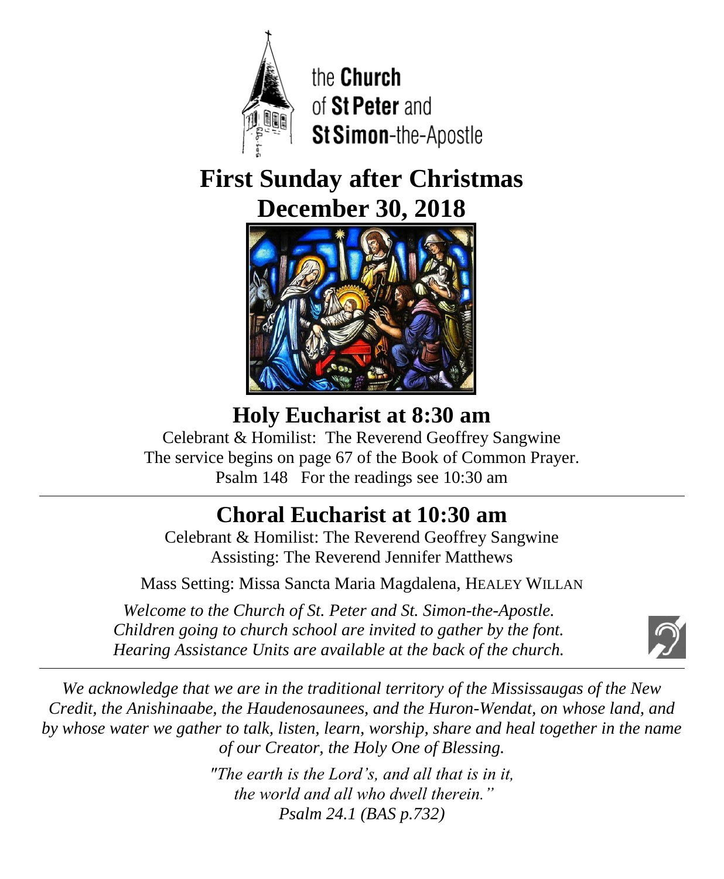the **Church** of **St Peter** and **St Simon**-the-Apostle

# First Sunday after Christmas
# December 30, 2018

## Holy Eucharist at 8:30 am

Celebrant & Homilist: The Reverend Geoffrey Sangwine
The service begins on page 67 of the Book of Common Prayer.
Psalm 148   For the readings see 10:30 am

---

## Choral Eucharist at 10:30 am

Celebrant & Homilist: The Reverend Geoffrey Sangwine
Assisting: The Reverend Jennifer Matthews

Mass Setting: Missa Sancta Maria Magdalena, HEALEY WILLAN

*Welcome to the Church of St. Peter and St. Simon-the-Apostle.*
*Children going to church school are invited to gather by the font.*
*Hearing Assistance Units are available at the back of the church.*

---

*We acknowledge that we are in the traditional territory of the Mississaugas of the New Credit, the Anishinaabe, the Haudenosaunees, and the Huron-Wendat, on whose land, and by whose water we gather to talk, listen, learn, worship, share and heal together in the name of our Creator, the Holy One of Blessing.*

*"The earth is the Lord's, and all that is in it,*
*the world and all who dwell therein."*
*Psalm 24.1 (BAS p.732)*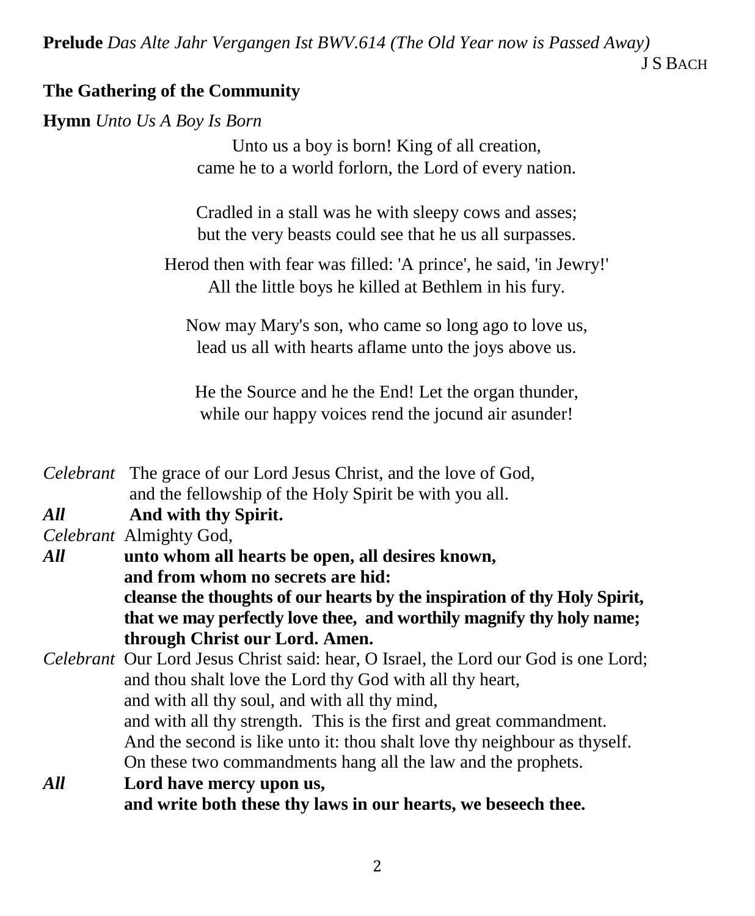**Prelude** *Das Alte Jahr Vergangen Ist BWV.614 (The Old Year now is Passed Away)*

J S BACH

**The Gathering of the Community**

**Hymn** *Unto Us A Boy Is Born*

Unto us a boy is born! King of all creation,
came he to a world forlorn, the Lord of every nation.

Cradled in a stall was he with sleepy cows and asses;
but the very beasts could see that he us all surpasses.

Herod then with fear was filled: 'A prince', he said, 'in Jewry!'
All the little boys he killed at Bethlem in his fury.

Now may Mary's son, who came so long ago to love us,
lead us all with hearts aflame unto the joys above us.

He the Source and he the End! Let the organ thunder,
while our happy voices rend the jocund air asunder!

*Celebrant* The grace of our Lord Jesus Christ, and the love of God,
and the fellowship of the Holy Spirit be with you all.

***All*** **And with thy Spirit.**

*Celebrant* Almighty God,

***All*** **unto whom all hearts be open, all desires known,
and from whom no secrets are hid:
cleanse the thoughts of our hearts by the inspiration of thy Holy Spirit,
that we may perfectly love thee, and worthily magnify thy holy name;
through Christ our Lord. Amen.**

*Celebrant* Our Lord Jesus Christ said: hear, O Israel, the Lord our God is one Lord;
and thou shalt love the Lord thy God with all thy heart,
and with all thy soul, and with all thy mind,
and with all thy strength. This is the first and great commandment.
And the second is like unto it: thou shalt love thy neighbour as thyself.
On these two commandments hang all the law and the prophets.

***All*** **Lord have mercy upon us,
and write both these thy laws in our hearts, we beseech thee.**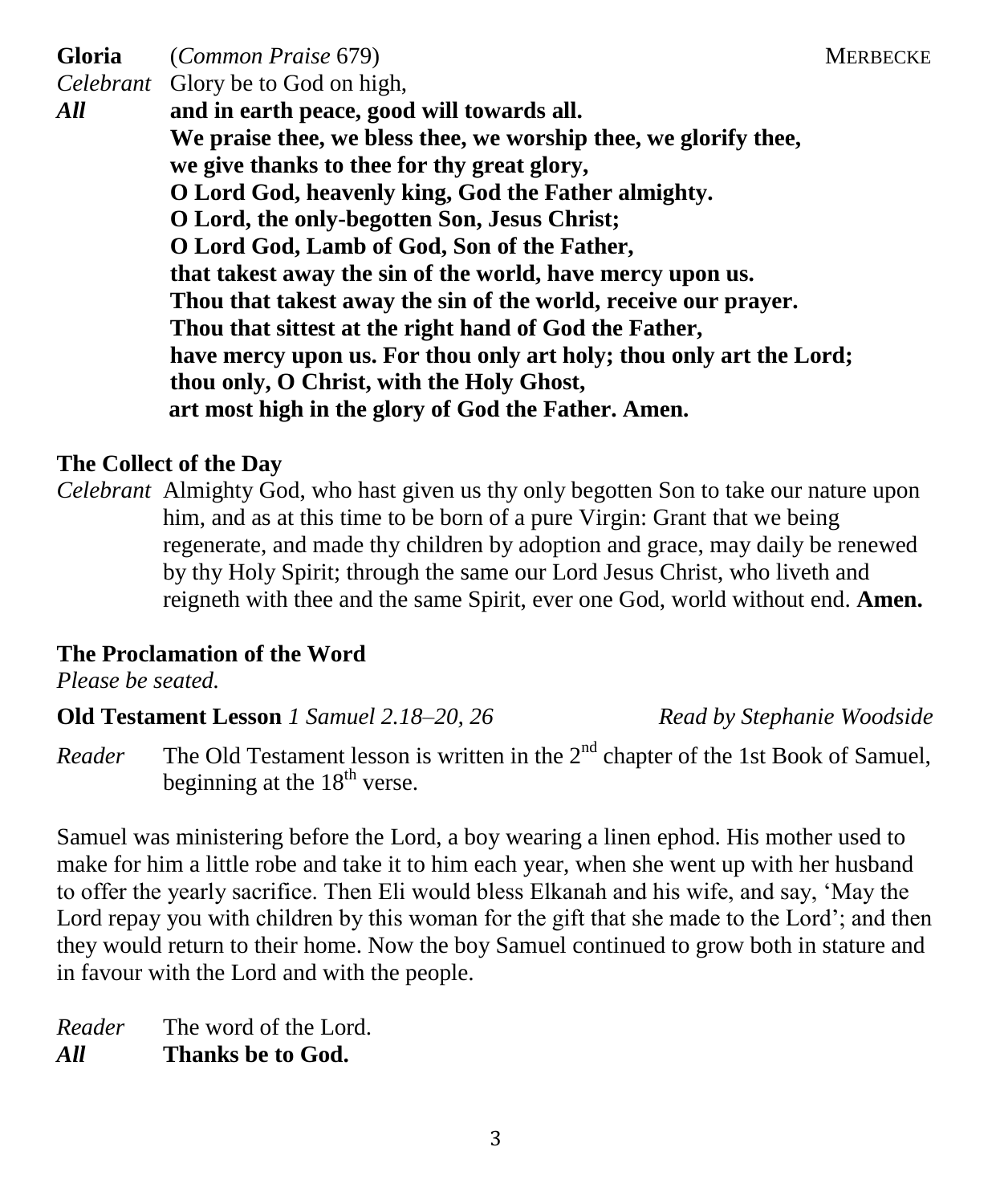**Gloria** (*Common Praise* 679) MERBECKE

*Celebrant* Glory be to God on high,

***All*** **and in earth peace, good will towards all.**
**We praise thee, we bless thee, we worship thee, we glorify thee,**
**we give thanks to thee for thy great glory,**
**O Lord God, heavenly king, God the Father almighty.**
**O Lord, the only-begotten Son, Jesus Christ;**
**O Lord God, Lamb of God, Son of the Father,**
**that takest away the sin of the world, have mercy upon us.**
**Thou that takest away the sin of the world, receive our prayer.**
**Thou that sittest at the right hand of God the Father,**
**have mercy upon us. For thou only art holy; thou only art the Lord;**
**thou only, O Christ, with the Holy Ghost,**
**art most high in the glory of God the Father. Amen.**

**The Collect of the Day**

*Celebrant* Almighty God, who hast given us thy only begotten Son to take our nature upon him, and as at this time to be born of a pure Virgin: Grant that we being regenerate, and made thy children by adoption and grace, may daily be renewed by thy Holy Spirit; through the same our Lord Jesus Christ, who liveth and reigneth with thee and the same Spirit, ever one God, world without end. **Amen.**

**The Proclamation of the Word**

*Please be seated.*

**Old Testament Lesson** *1 Samuel 2.18–20, 26* *Read by Stephanie Woodside*

*Reader* The Old Testament lesson is written in the 2nd chapter of the 1st Book of Samuel, beginning at the 18th verse.

Samuel was ministering before the Lord, a boy wearing a linen ephod. His mother used to make for him a little robe and take it to him each year, when she went up with her husband to offer the yearly sacrifice. Then Eli would bless Elkanah and his wife, and say, 'May the Lord repay you with children by this woman for the gift that she made to the Lord'; and then they would return to their home. Now the boy Samuel continued to grow both in stature and in favour with the Lord and with the people.

*Reader* The word of the Lord.

***All*** **Thanks be to God.**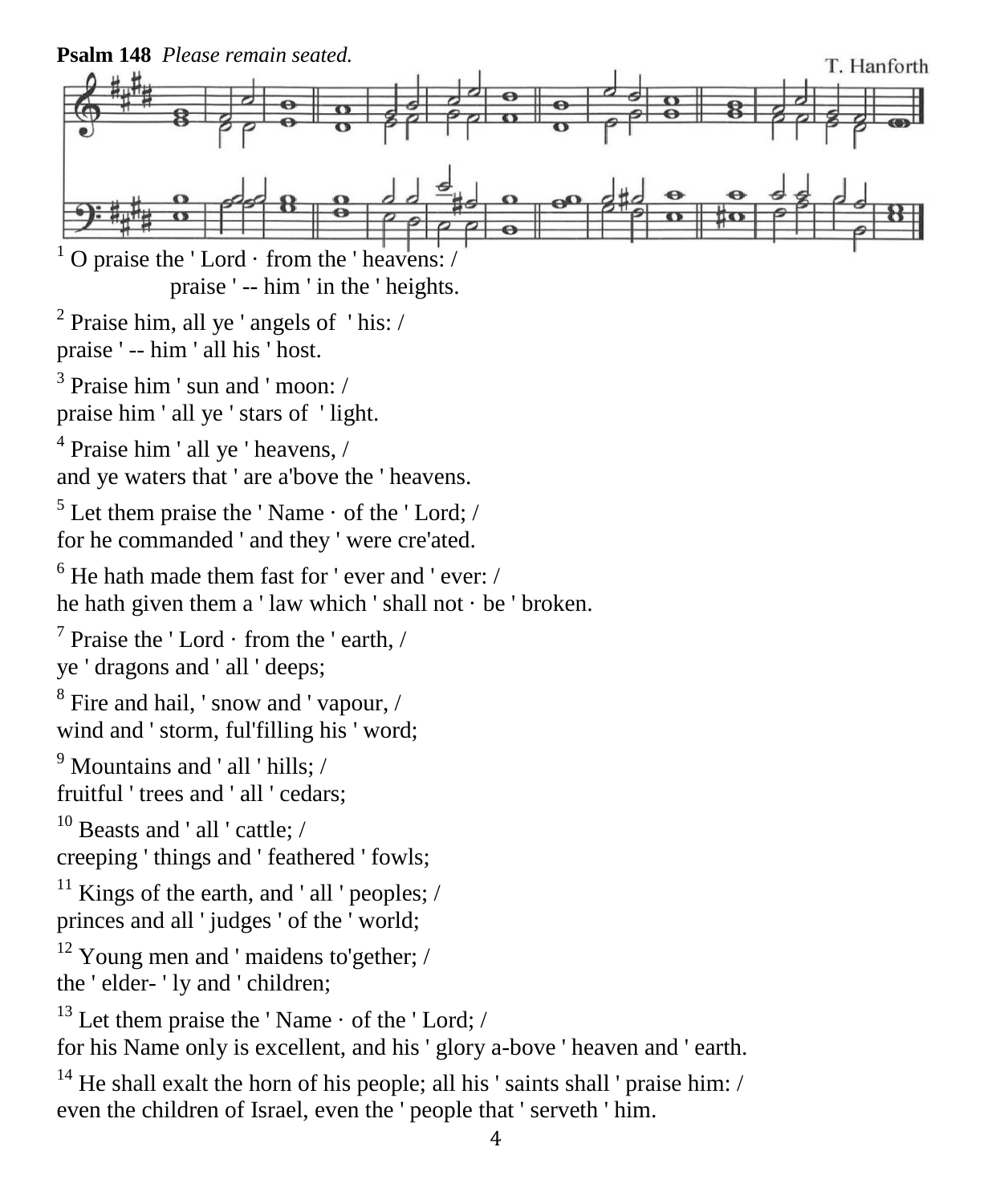**Psalm 148** *Please remain seated.*

T. Hanforth

[1] O praise the ' Lord · from the ' heavens: /
praise ' -- him ' in the ' heights.

[2] Praise him, all ye ' angels of ' his: /
praise ' -- him ' all his ' host.

[3] Praise him ' sun and ' moon: /
praise him ' all ye ' stars of ' light.

[4] Praise him ' all ye ' heavens, /
and ye waters that ' are a'bove the ' heavens.

[5] Let them praise the ' Name · of the ' Lord; /
for he commanded ' and they ' were cre'ated.

[6] He hath made them fast for ' ever and ' ever: /
he hath given them a ' law which ' shall not · be ' broken.

[7] Praise the ' Lord · from the ' earth, /
ye ' dragons and ' all ' deeps;

[8] Fire and hail, ' snow and ' vapour, /
wind and ' storm, ful'filling his ' word;

[9] Mountains and ' all ' hills; /
fruitful ' trees and ' all ' cedars;

[10] Beasts and ' all ' cattle; /
creeping ' things and ' feathered ' fowls;

[11] Kings of the earth, and ' all ' peoples; /
princes and all ' judges ' of the ' world;

[12] Young men and ' maidens to'gether; /
the ' elder- ' ly and ' children;

[13] Let them praise the ' Name · of the ' Lord; /
for his Name only is excellent, and his ' glory a-bove ' heaven and ' earth.

[14] He shall exalt the horn of his people; all his ' saints shall ' praise him: /
even the children of Israel, even the ' people that ' serveth ' him.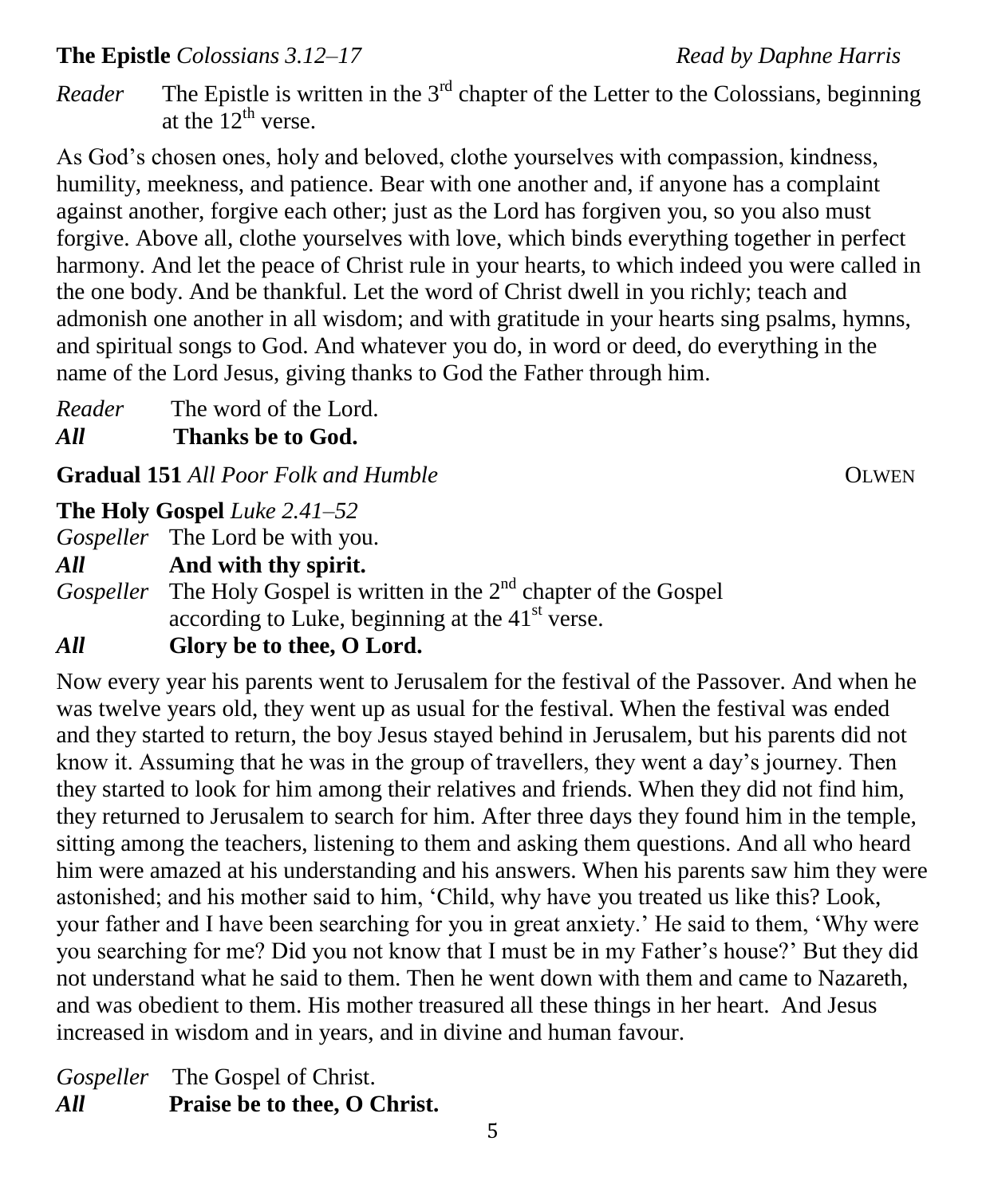**The Epistle** *Colossians 3.12–17* *Read by Daphne Harris*

*Reader* The Epistle is written in the 3rd chapter of the Letter to the Colossians, beginning at the 12th verse.

As God's chosen ones, holy and beloved, clothe yourselves with compassion, kindness, humility, meekness, and patience. Bear with one another and, if anyone has a complaint against another, forgive each other; just as the Lord has forgiven you, so you also must forgive. Above all, clothe yourselves with love, which binds everything together in perfect harmony. And let the peace of Christ rule in your hearts, to which indeed you were called in the one body. And be thankful. Let the word of Christ dwell in you richly; teach and admonish one another in all wisdom; and with gratitude in your hearts sing psalms, hymns, and spiritual songs to God. And whatever you do, in word or deed, do everything in the name of the Lord Jesus, giving thanks to God the Father through him.

*Reader* The word of the Lord.
***All*** **Thanks be to God.**

**Gradual 151** *All Poor Folk and Humble* OLWEN

**The Holy Gospel** *Luke 2.41–52*

*Gospeller* The Lord be with you.
***All*** **And with thy spirit.**
*Gospeller* The Holy Gospel is written in the 2nd chapter of the Gospel according to Luke, beginning at the 41st verse.
***All*** **Glory be to thee, O Lord.**

Now every year his parents went to Jerusalem for the festival of the Passover. And when he was twelve years old, they went up as usual for the festival. When the festival was ended and they started to return, the boy Jesus stayed behind in Jerusalem, but his parents did not know it. Assuming that he was in the group of travellers, they went a day's journey. Then they started to look for him among their relatives and friends. When they did not find him, they returned to Jerusalem to search for him. After three days they found him in the temple, sitting among the teachers, listening to them and asking them questions. And all who heard him were amazed at his understanding and his answers. When his parents saw him they were astonished; and his mother said to him, 'Child, why have you treated us like this? Look, your father and I have been searching for you in great anxiety.' He said to them, 'Why were you searching for me? Did you not know that I must be in my Father's house?' But they did not understand what he said to them. Then he went down with them and came to Nazareth, and was obedient to them. His mother treasured all these things in her heart. And Jesus increased in wisdom and in years, and in divine and human favour.

*Gospeller* The Gospel of Christ.
***All*** **Praise be to thee, O Christ.**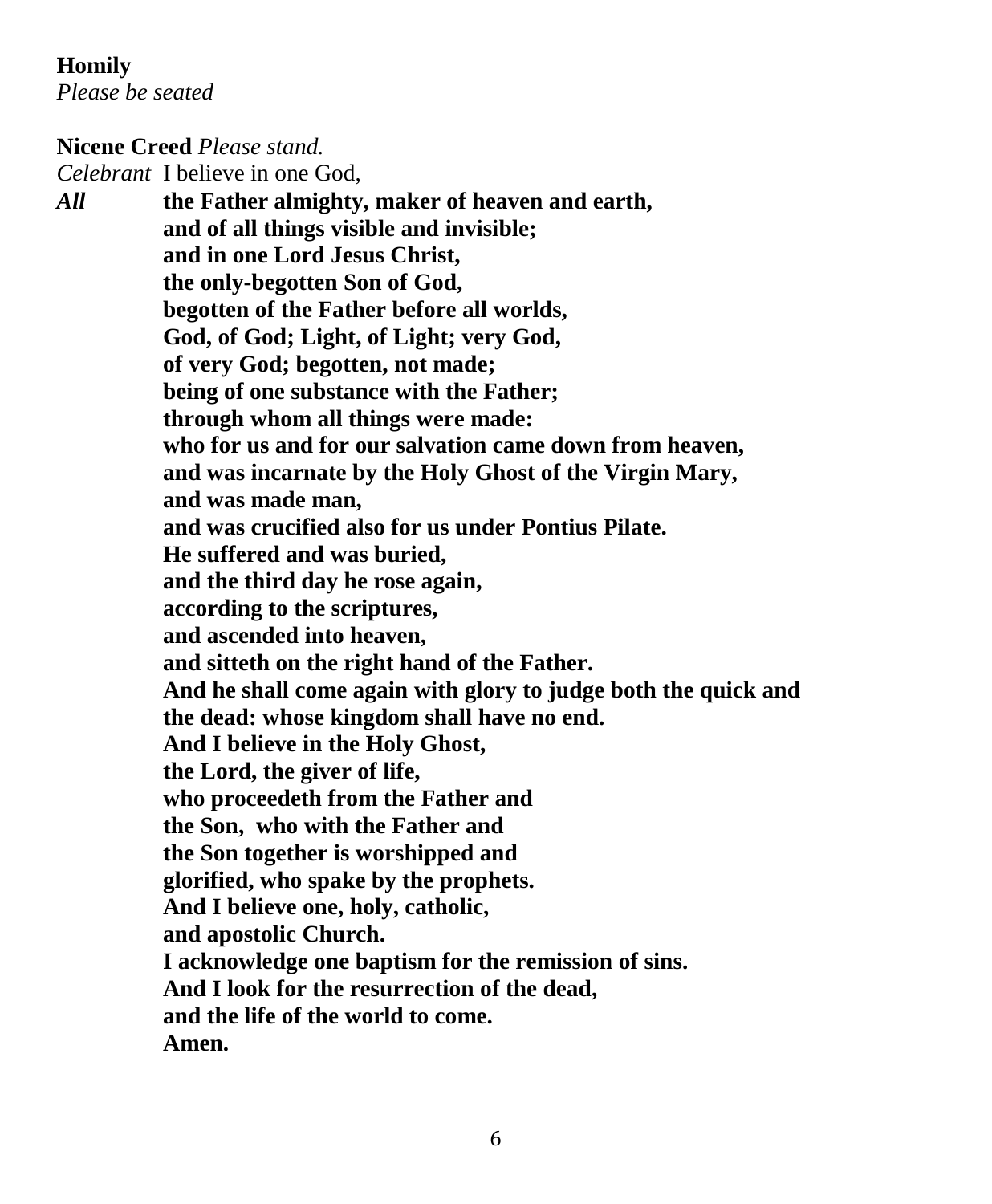**Homily**
*Please be seated*

**Nicene Creed** *Please stand.*

*Celebrant* I believe in one God,

***All*** **the Father almighty, maker of heaven and earth,**
**and of all things visible and invisible;**
**and in one Lord Jesus Christ,**
**the only-begotten Son of God,**
**begotten of the Father before all worlds,**
**God, of God; Light, of Light; very God,**
**of very God; begotten, not made;**
**being of one substance with the Father;**
**through whom all things were made:**
**who for us and for our salvation came down from heaven,**
**and was incarnate by the Holy Ghost of the Virgin Mary,**
**and was made man,**
**and was crucified also for us under Pontius Pilate.**
**He suffered and was buried,**
**and the third day he rose again,**
**according to the scriptures,**
**and ascended into heaven,**
**and sitteth on the right hand of the Father.**
**And he shall come again with glory to judge both the quick and the dead: whose kingdom shall have no end.**
**And I believe in the Holy Ghost,**
**the Lord, the giver of life,**
**who proceedeth from the Father and**
**the Son, who with the Father and**
**the Son together is worshipped and**
**glorified, who spake by the prophets.**
**And I believe one, holy, catholic,**
**and apostolic Church.**
**I acknowledge one baptism for the remission of sins.**
**And I look for the resurrection of the dead,**
**and the life of the world to come.**
**Amen.**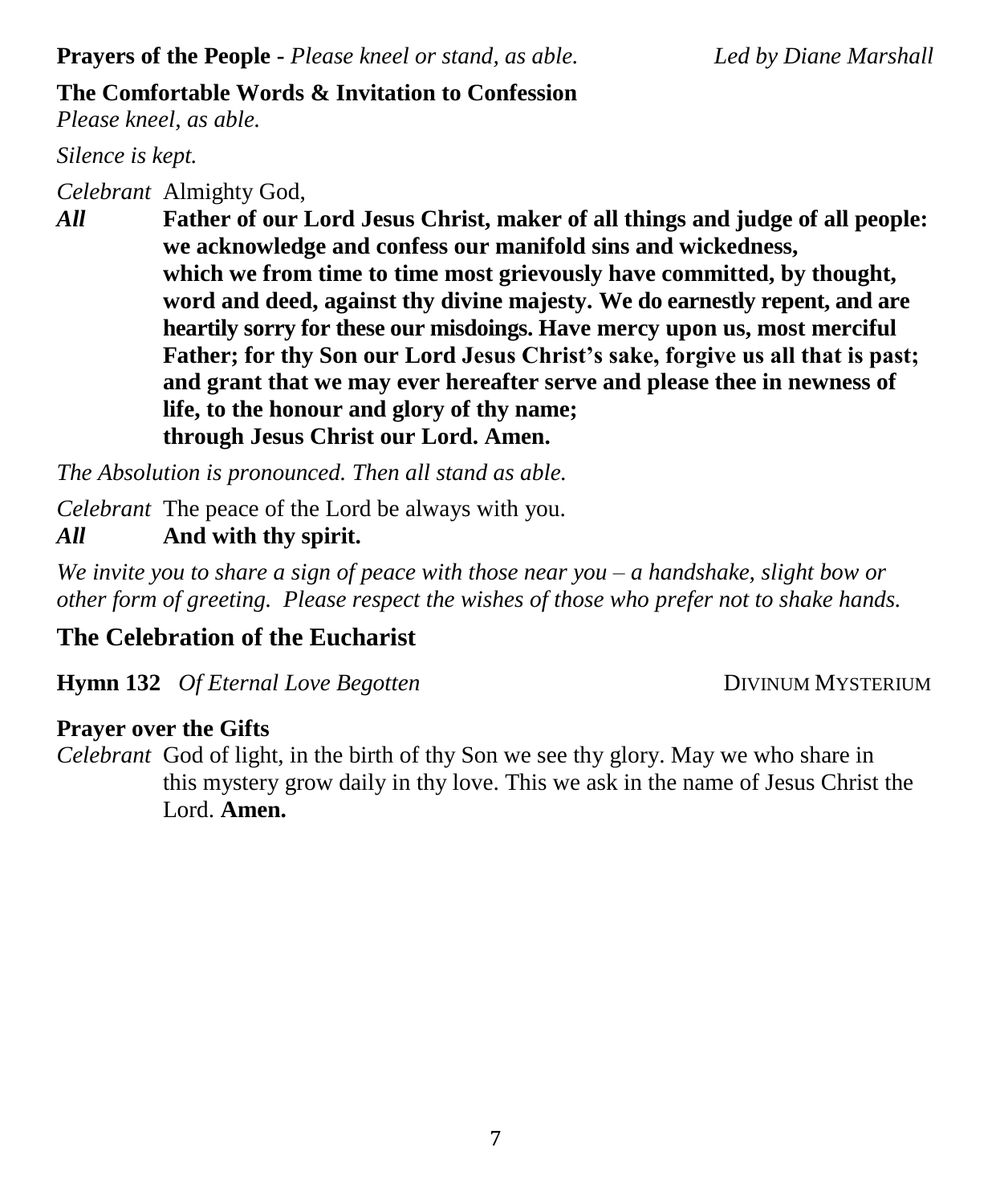**Prayers of the People -** *Please kneel or stand, as able.* *Led by Diane Marshall*

**The Comfortable Words & Invitation to Confession**

*Please kneel, as able.*

*Silence is kept.*

*Celebrant* Almighty God,

***All*** **Father of our Lord Jesus Christ, maker of all things and judge of all people: we acknowledge and confess our manifold sins and wickedness, which we from time to time most grievously have committed, by thought, word and deed, against thy divine majesty. We do earnestly repent, and are heartily sorry for these our misdoings. Have mercy upon us, most merciful Father; for thy Son our Lord Jesus Christ's sake, forgive us all that is past; and grant that we may ever hereafter serve and please thee in newness of life, to the honour and glory of thy name; through Jesus Christ our Lord. Amen.**

*The Absolution is pronounced. Then all stand as able.*

*Celebrant* The peace of the Lord be always with you.

***All*** **And with thy spirit.**

*We invite you to share a sign of peace with those near you – a handshake, slight bow or other form of greeting. Please respect the wishes of those who prefer not to shake hands.*

## The Celebration of the Eucharist

**Hymn 132** *Of Eternal Love Begotten* DIVINUM MYSTERIUM

**Prayer over the Gifts**

*Celebrant* God of light, in the birth of thy Son we see thy glory. May we who share in this mystery grow daily in thy love. This we ask in the name of Jesus Christ the Lord. **Amen.**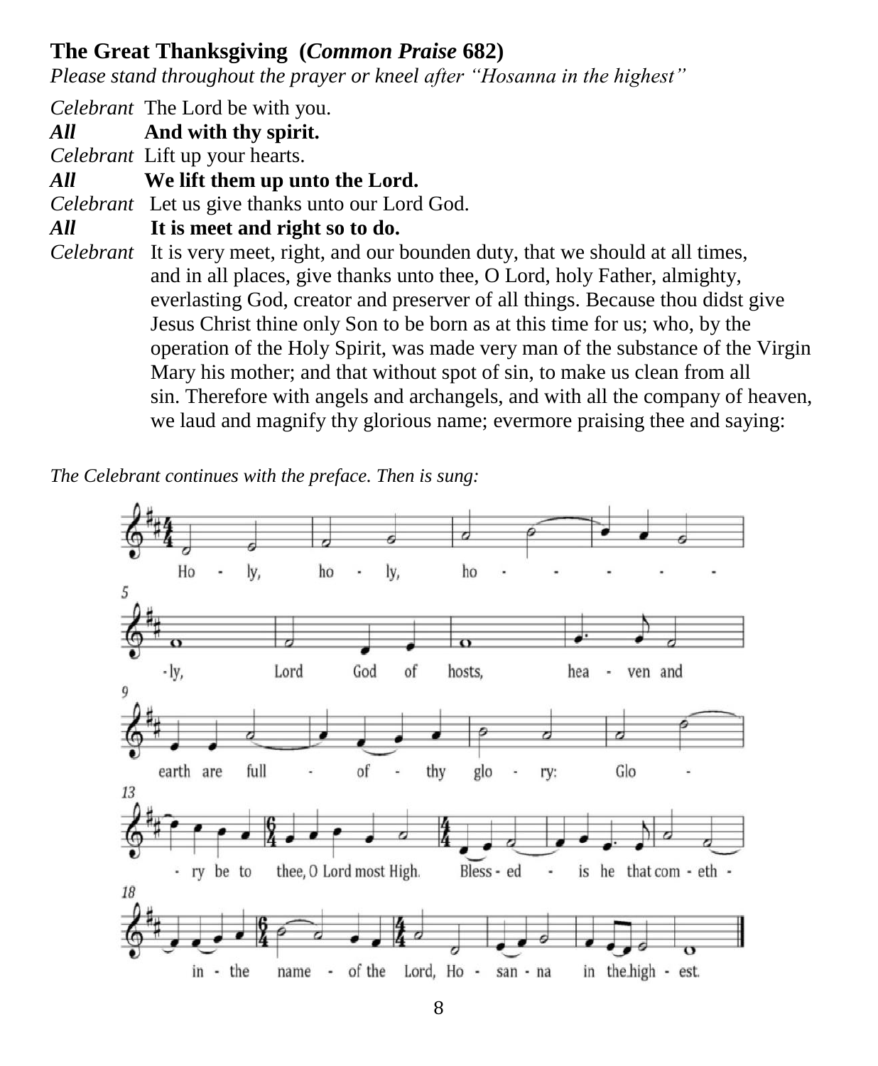## The Great Thanksgiving (*Common Praise* 682)

*Please stand throughout the prayer or kneel after "Hosanna in the highest"*

*Celebrant* The Lord be with you.

***All*** **And with thy spirit.**

*Celebrant* Lift up your hearts.

***All*** **We lift them up unto the Lord.**

*Celebrant* Let us give thanks unto our Lord God.

***All*** **It is meet and right so to do.**

*Celebrant* It is very meet, right, and our bounden duty, that we should at all times, and in all places, give thanks unto thee, O Lord, holy Father, almighty, everlasting God, creator and preserver of all things. Because thou didst give Jesus Christ thine only Son to be born as at this time for us; who, by the operation of the Holy Spirit, was made very man of the substance of the Virgin Mary his mother; and that without spot of sin, to make us clean from all sin. Therefore with angels and archangels, and with all the company of heaven, we laud and magnify thy glorious name; evermore praising thee and saying:

*The Celebrant continues with the preface. Then is sung:*

Holy, holy, holy, Lord God of hosts, heaven and earth are full of thy glory: Glory be to thee, O Lord most High. Blessed is he that cometh in the name of the Lord, Hosanna in the highest.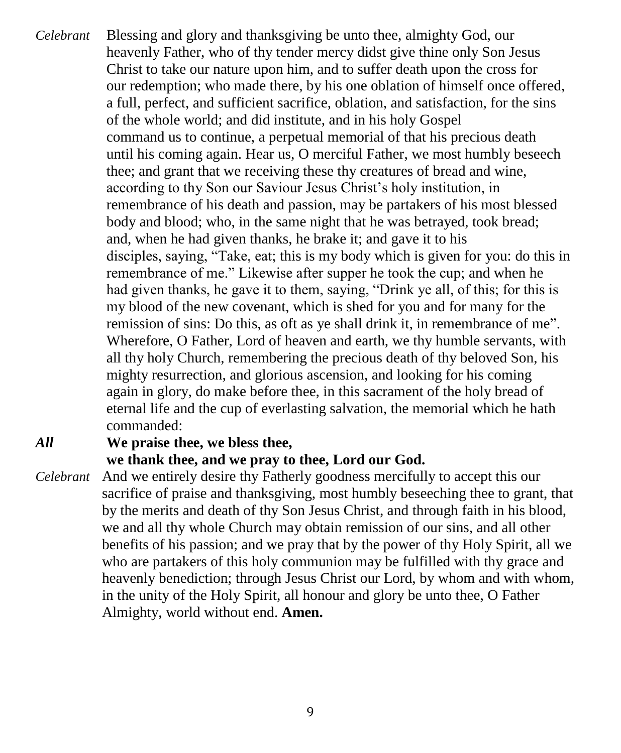*Celebrant* Blessing and glory and thanksgiving be unto thee, almighty God, our heavenly Father, who of thy tender mercy didst give thine only Son Jesus Christ to take our nature upon him, and to suffer death upon the cross for our redemption; who made there, by his one oblation of himself once offered, a full, perfect, and sufficient sacrifice, oblation, and satisfaction, for the sins of the whole world; and did institute, and in his holy Gospel command us to continue, a perpetual memorial of that his precious death until his coming again. Hear us, O merciful Father, we most humbly beseech thee; and grant that we receiving these thy creatures of bread and wine, according to thy Son our Saviour Jesus Christ's holy institution, in remembrance of his death and passion, may be partakers of his most blessed body and blood; who, in the same night that he was betrayed, took bread; and, when he had given thanks, he brake it; and gave it to his disciples, saying, "Take, eat; this is my body which is given for you: do this in remembrance of me." Likewise after supper he took the cup; and when he had given thanks, he gave it to them, saying, "Drink ye all, of this; for this is my blood of the new covenant, which is shed for you and for many for the remission of sins: Do this, as oft as ye shall drink it, in remembrance of me". Wherefore, O Father, Lord of heaven and earth, we thy humble servants, with all thy holy Church, remembering the precious death of thy beloved Son, his mighty resurrection, and glorious ascension, and looking for his coming again in glory, do make before thee, in this sacrament of the holy bread of eternal life and the cup of everlasting salvation, the memorial which he hath commanded:

***All*** **We praise thee, we bless thee,**
**we thank thee, and we pray to thee, Lord our God.**

*Celebrant* And we entirely desire thy Fatherly goodness mercifully to accept this our sacrifice of praise and thanksgiving, most humbly beseeching thee to grant, that by the merits and death of thy Son Jesus Christ, and through faith in his blood, we and all thy whole Church may obtain remission of our sins, and all other benefits of his passion; and we pray that by the power of thy Holy Spirit, all we who are partakers of this holy communion may be fulfilled with thy grace and heavenly benediction; through Jesus Christ our Lord, by whom and with whom, in the unity of the Holy Spirit, all honour and glory be unto thee, O Father Almighty, world without end. **Amen.**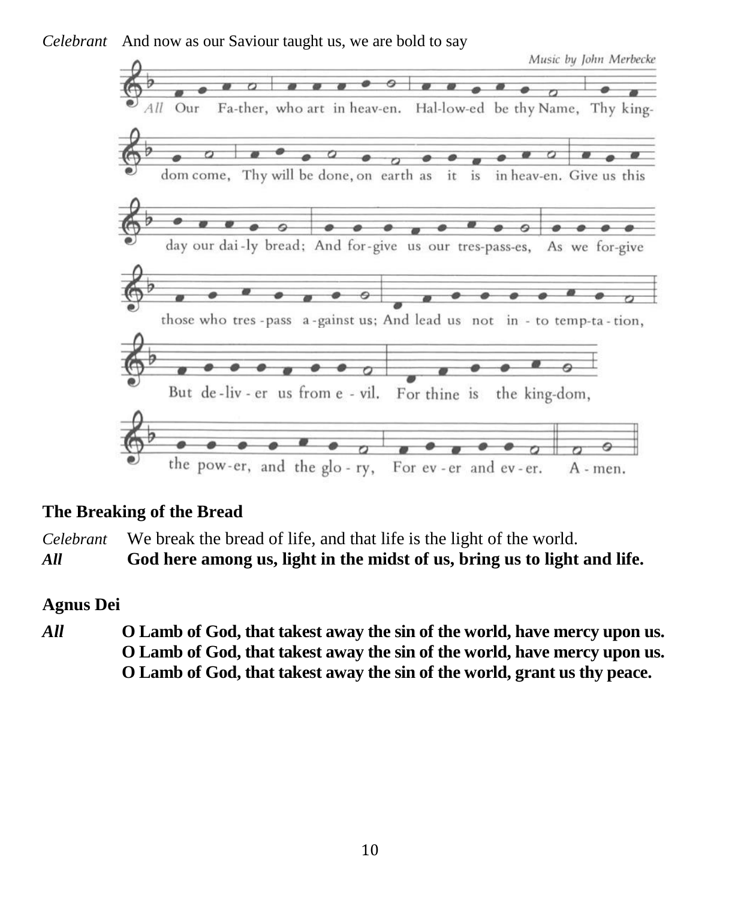*Celebrant* And now as our Saviour taught us, we are bold to say

Music by John Merbecke

*All* Our Fa-ther, who art in heav-en. Hal-low-ed be thy Name, Thy king-dom come, Thy will be done, on earth as it is in heav-en. Give us this day our dai-ly bread; And for-give us our tres-pass-es, As we for-give those who tres-pass a-gainst us; And lead us not in-to temp-ta-tion, But de-liv-er us from e-vil. For thine is the king-dom, the pow-er, and the glo-ry, For ev-er and ev-er. A-men.

### The Breaking of the Bread

*Celebrant* We break the bread of life, and that life is the light of the world.
***All*** **God here among us, light in the midst of us, bring us to light and life.**

### Agnus Dei

***All*** **O Lamb of God, that takest away the sin of the world, have mercy upon us.**
**O Lamb of God, that takest away the sin of the world, have mercy upon us.**
**O Lamb of God, that takest away the sin of the world, grant us thy peace.**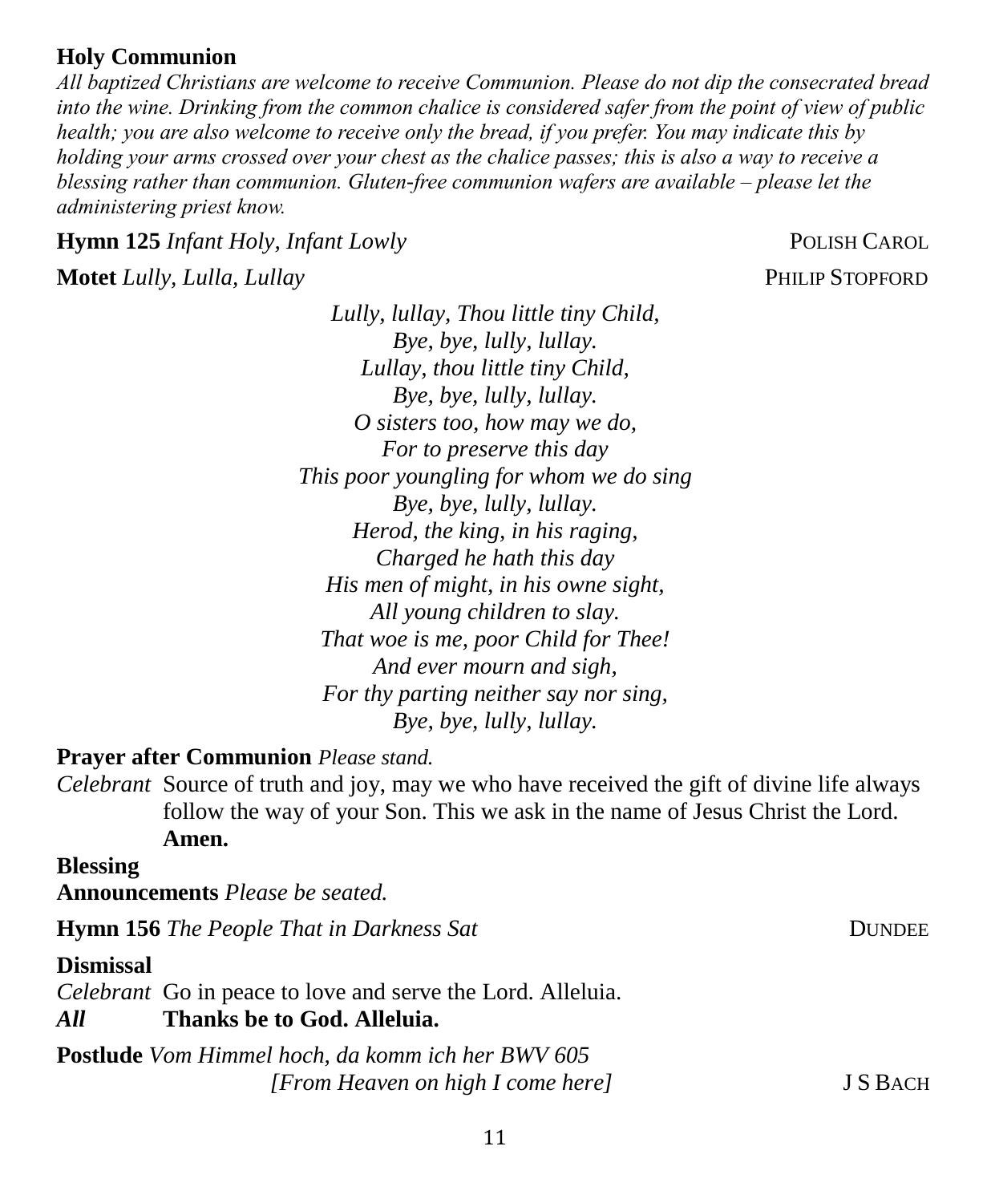**Holy Communion**

*All baptized Christians are welcome to receive Communion. Please do not dip the consecrated bread into the wine. Drinking from the common chalice is considered safer from the point of view of public health; you are also welcome to receive only the bread, if you prefer. You may indicate this by holding your arms crossed over your chest as the chalice passes; this is also a way to receive a blessing rather than communion. Gluten-free communion wafers are available – please let the administering priest know.*

**Hymn 125** *Infant Holy, Infant Lowly* — POLISH CAROL

**Motet** *Lully, Lulla, Lullay* — PHILIP STOPFORD

*Lully, lullay, Thou little tiny Child,*
*Bye, bye, lully, lullay.*
*Lullay, thou little tiny Child,*
*Bye, bye, lully, lullay.*
*O sisters too, how may we do,*
*For to preserve this day*
*This poor youngling for whom we do sing*
*Bye, bye, lully, lullay.*
*Herod, the king, in his raging,*
*Charged he hath this day*
*His men of might, in his owne sight,*
*All young children to slay.*
*That woe is me, poor Child for Thee!*
*And ever mourn and sigh,*
*For thy parting neither say nor sing,*
*Bye, bye, lully, lullay.*

**Prayer after Communion** *Please stand.*

*Celebrant* Source of truth and joy, may we who have received the gift of divine life always follow the way of your Son. This we ask in the name of Jesus Christ the Lord. **Amen.**

**Blessing**

**Announcements** *Please be seated.*

**Hymn 156** *The People That in Darkness Sat* — DUNDEE

**Dismissal**

*Celebrant* Go in peace to love and serve the Lord. Alleluia.
***All*** **Thanks be to God. Alleluia.**

**Postlude** *Vom Himmel hoch, da komm ich her BWV 605*
*[From Heaven on high I come here]* — J S BACH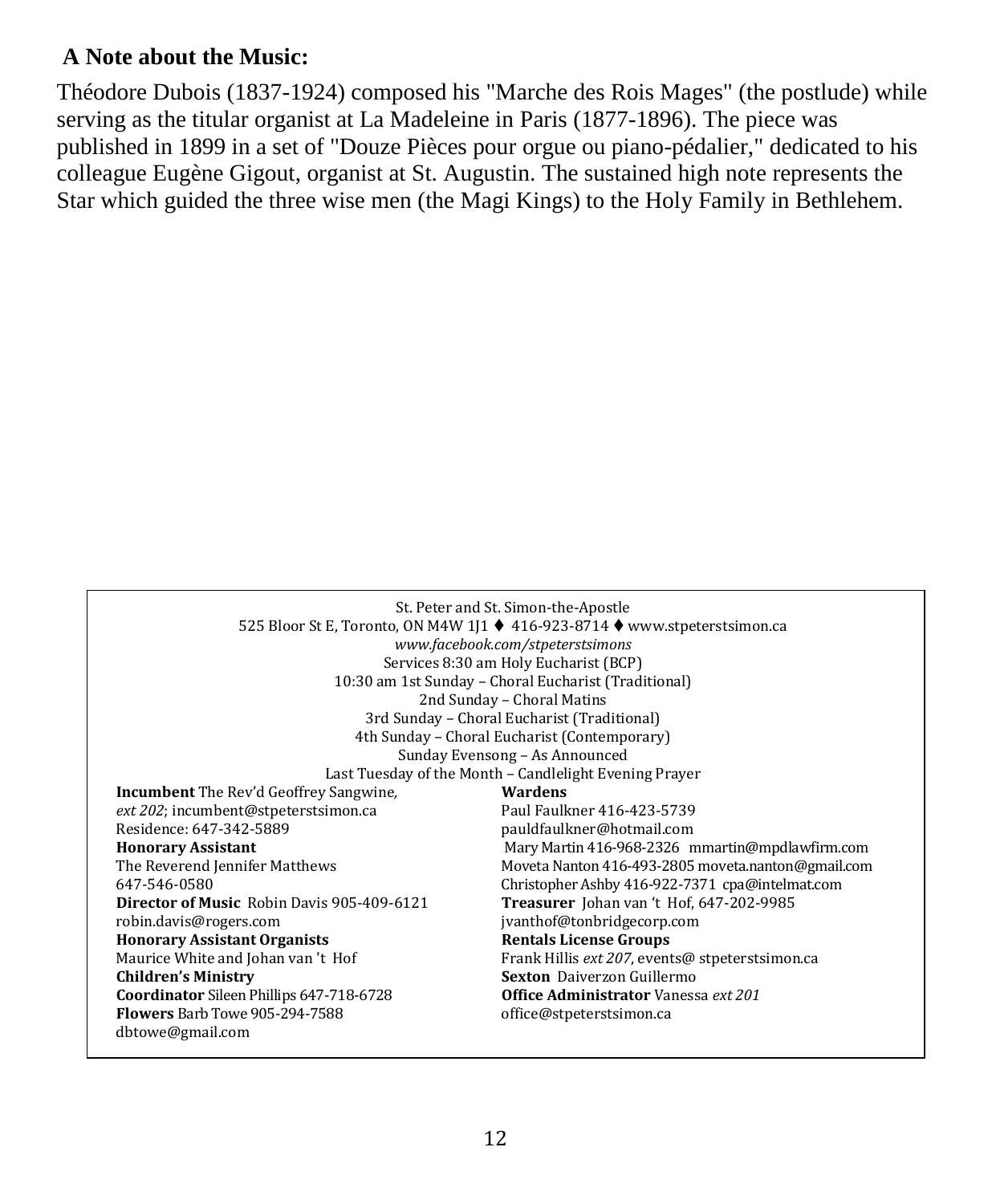**A Note about the Music:**

Théodore Dubois (1837-1924) composed his "Marche des Rois Mages" (the postlude) while serving as the titular organist at La Madeleine in Paris (1877-1896). The piece was published in 1899 in a set of "Douze Pièces pour orgue ou piano-pédalier," dedicated to his colleague Eugène Gigout, organist at St. Augustin. The sustained high note represents the Star which guided the three wise men (the Magi Kings) to the Holy Family in Bethlehem.

St. Peter and St. Simon-the-Apostle
525 Bloor St E, Toronto, ON M4W 1J1 ♦ 416-923-8714 ♦ www.stpeterstsimon.ca
*www.facebook.com/stpeterstsimons*
Services 8:30 am Holy Eucharist (BCP)
10:30 am 1st Sunday – Choral Eucharist (Traditional)
2nd Sunday – Choral Matins
3rd Sunday – Choral Eucharist (Traditional)
4th Sunday – Choral Eucharist (Contemporary)
Sunday Evensong – As Announced
Last Tuesday of the Month – Candlelight Evening Prayer

**Incumbent** The Rev'd Geoffrey Sangwine, *ext 202*; incumbent@stpeterstsimon.ca
Residence: 647-342-5889
**Honorary Assistant**
The Reverend Jennifer Matthews
647-546-0580
**Director of Music** Robin Davis 905-409-6121
robin.davis@rogers.com
**Honorary Assistant Organists**
Maurice White and Johan van 't Hof
**Children's Ministry**
**Coordinator** Sileen Phillips 647-718-6728
**Flowers** Barb Towe 905-294-7588
dbtowe@gmail.com

**Wardens**
Paul Faulkner 416-423-5739
pauldfaulkner@hotmail.com
Mary Martin 416-968-2326 mmartin@mpdlawfirm.com
Moveta Nanton 416-493-2805 moveta.nanton@gmail.com
Christopher Ashby 416-922-7371 cpa@intelmat.com
**Treasurer** Johan van 't Hof, 647-202-9985
jvanthof@tonbridgecorp.com
**Rentals License Groups**
Frank Hillis *ext 207*, events@ stpeterstsimon.ca
**Sexton** Daiverzon Guillermo
**Office Administrator** Vanessa *ext 201*
office@stpeterstsimon.ca